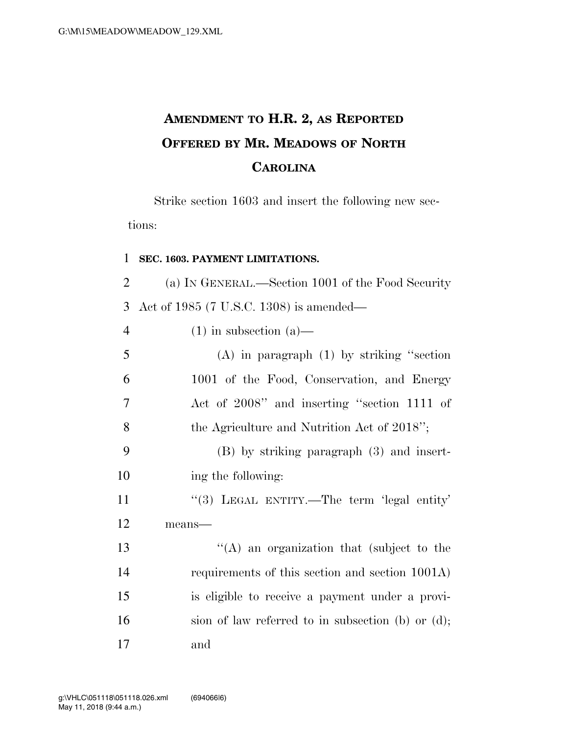# AMENDMENT TO H.R. 2, AS REPORTED OFFERED BY MR. MEADOWS OF NORTH CAROLINA

Strike section 1603 and insert the following new sections:

**SEC. 1603. PAYMENT LIMITATIONS.**

(a) IN GENERAL.—Section 1001 of the Food Security Act of 1985 (7 U.S.C. 1308) is amended—

(1) in subsection (a)—

(A) in paragraph (1) by striking ''section 1001 of the Food, Conservation, and Energy Act of 2008'' and inserting ''section 1111 of the Agriculture and Nutrition Act of 2018'';

(B) by striking paragraph (3) and inserting the following:

''(3) LEGAL ENTITY.—The term 'legal entity' means—

''(A) an organization that (subject to the requirements of this section and section 1001A) is eligible to receive a payment under a provision of law referred to in subsection (b) or (d); and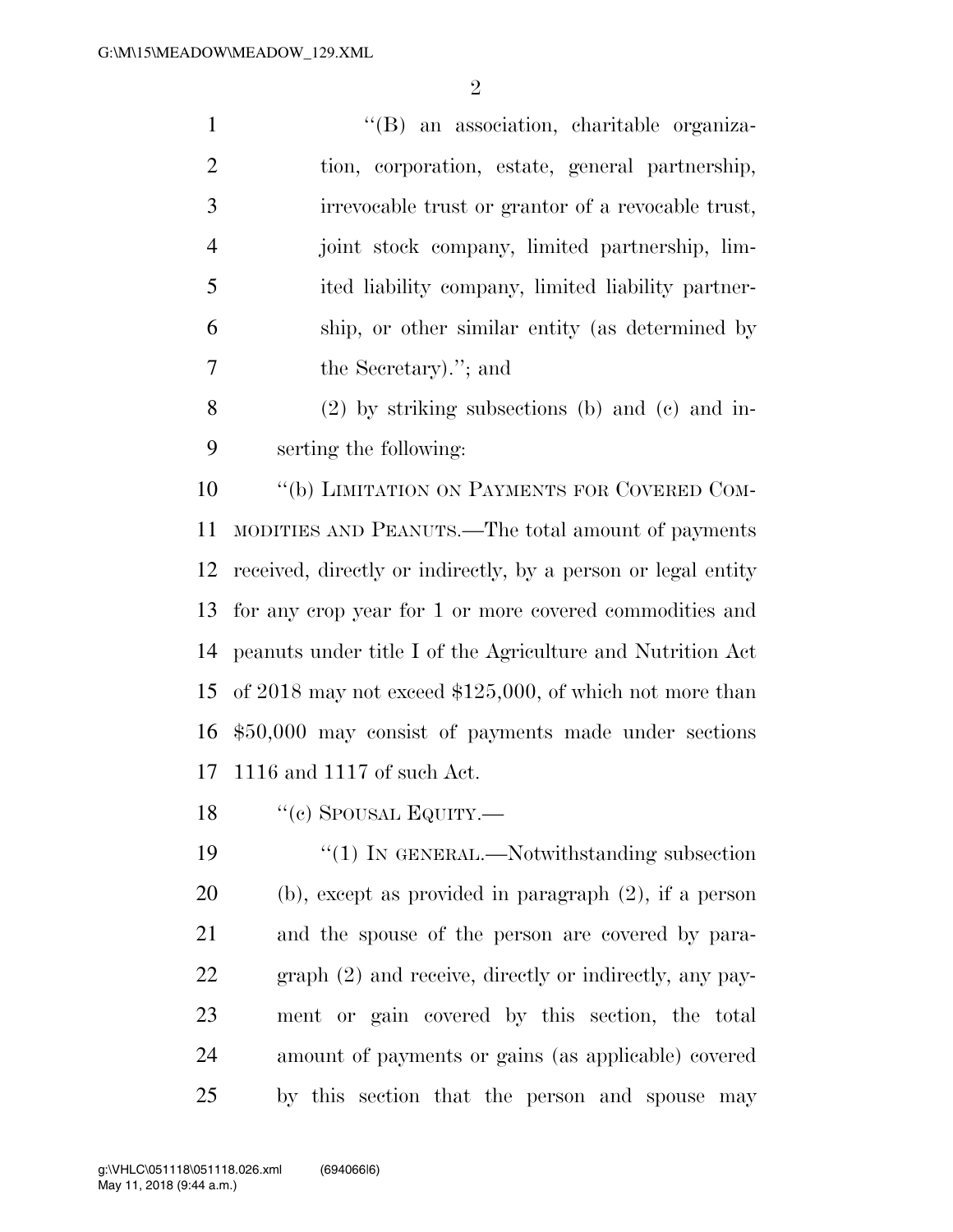"(B) an association, charitable organization, corporation, estate, general partnership, irrevocable trust or grantor of a revocable trust, joint stock company, limited partnership, limited liability company, limited liability partnership, or other similar entity (as determined by the Secretary)."; and

(2) by striking subsections (b) and (c) and inserting the following:

"(b) LIMITATION ON PAYMENTS FOR COVERED COMMODITIES AND PEANUTS.—The total amount of payments received, directly or indirectly, by a person or legal entity for any crop year for 1 or more covered commodities and peanuts under title I of the Agriculture and Nutrition Act of 2018 may not exceed $125,000, of which not more than $50,000 may consist of payments made under sections 1116 and 1117 of such Act.

"(c) SPOUSAL EQUITY.—

"(1) IN GENERAL.—Notwithstanding subsection (b), except as provided in paragraph (2), if a person and the spouse of the person are covered by paragraph (2) and receive, directly or indirectly, any payment or gain covered by this section, the total amount of payments or gains (as applicable) covered by this section that the person and spouse may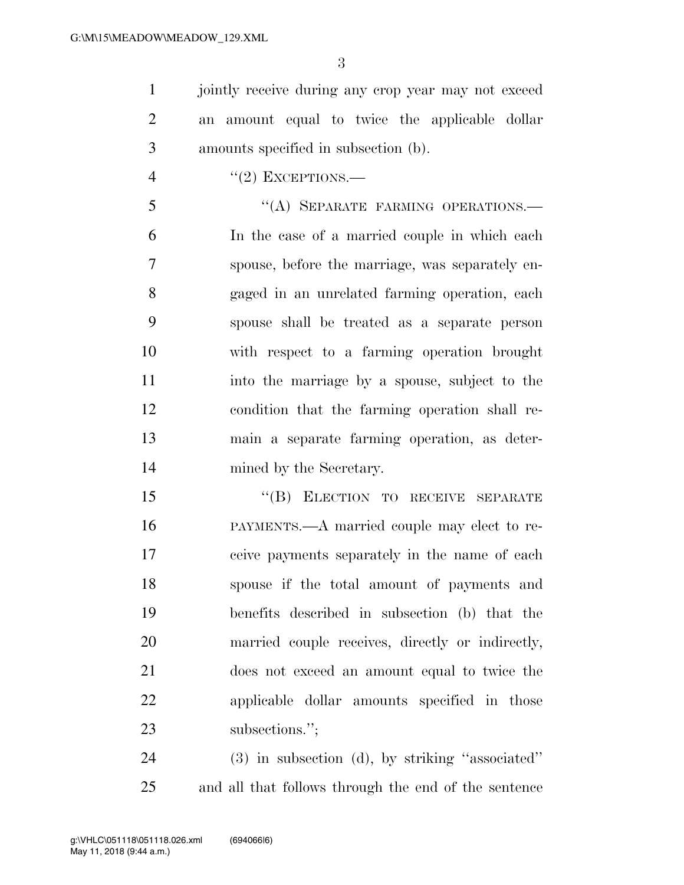jointly receive during any crop year may not exceed an amount equal to twice the applicable dollar amounts specified in subsection (b).

"(2) EXCEPTIONS.—

"(A) SEPARATE FARMING OPERATIONS.— In the case of a married couple in which each spouse, before the marriage, was separately engaged in an unrelated farming operation, each spouse shall be treated as a separate person with respect to a farming operation brought into the marriage by a spouse, subject to the condition that the farming operation shall remain a separate farming operation, as determined by the Secretary.

"(B) ELECTION TO RECEIVE SEPARATE PAYMENTS.—A married couple may elect to receive payments separately in the name of each spouse if the total amount of payments and benefits described in subsection (b) that the married couple receives, directly or indirectly, does not exceed an amount equal to twice the applicable dollar amounts specified in those subsections.";

(3) in subsection (d), by striking "associated" and all that follows through the end of the sentence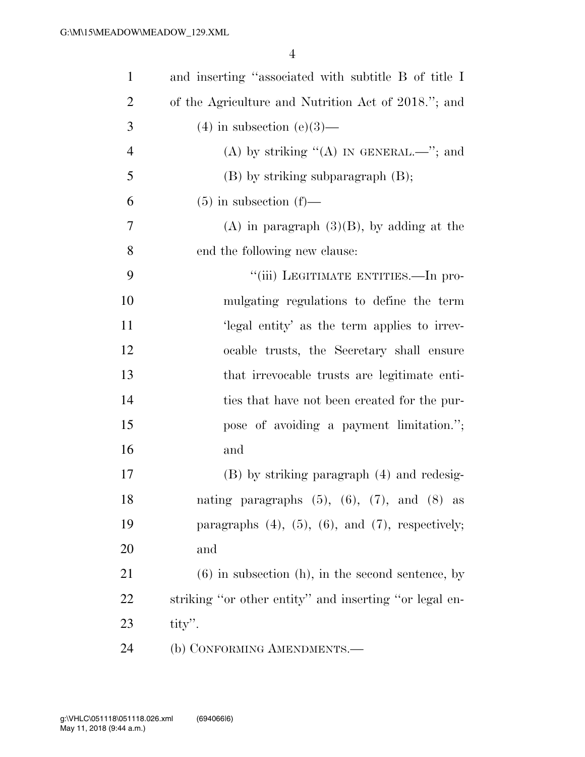and inserting "associated with subtitle B of title I of the Agriculture and Nutrition Act of 2018."; and

(4) in subsection (e)(3)—

(A) by striking "(A) IN GENERAL.—"; and

(B) by striking subparagraph (B);

(5) in subsection (f)—

(A) in paragraph (3)(B), by adding at the end the following new clause:

"(iii) LEGITIMATE ENTITIES.—In promulgating regulations to define the term 'legal entity' as the term applies to irrevocable trusts, the Secretary shall ensure that irrevocable trusts are legitimate entities that have not been created for the purpose of avoiding a payment limitation."; and

(B) by striking paragraph (4) and redesignating paragraphs (5), (6), (7), and (8) as paragraphs (4), (5), (6), and (7), respectively; and

(6) in subsection (h), in the second sentence, by striking "or other entity" and inserting "or legal entity".

(b) CONFORMING AMENDMENTS.—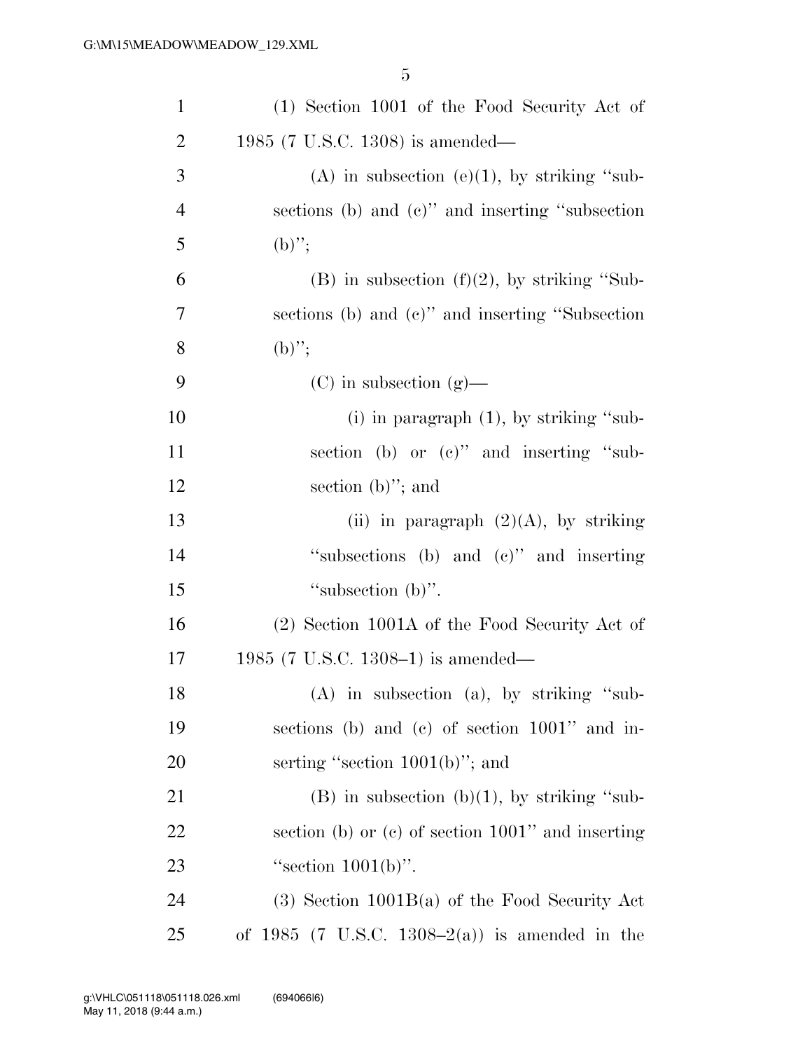(1) Section 1001 of the Food Security Act of 1985 (7 U.S.C. 1308) is amended—

(A) in subsection (e)(1), by striking ''subsections (b) and (c)'' and inserting ''subsection (b)'';

(B) in subsection (f)(2), by striking ''Subsections (b) and (c)'' and inserting ''Subsection (b)'';

(C) in subsection (g)—

(i) in paragraph (1), by striking ''subsection (b) or (c)'' and inserting ''subsection (b)''; and

(ii) in paragraph (2)(A), by striking ''subsections (b) and (c)'' and inserting ''subsection (b)''.

(2) Section 1001A of the Food Security Act of 1985 (7 U.S.C. 1308–1) is amended—

(A) in subsection (a), by striking ''subsections (b) and (c) of section 1001'' and inserting ''section 1001(b)''; and

(B) in subsection (b)(1), by striking ''subsection (b) or (c) of section 1001'' and inserting ''section 1001(b)''.

(3) Section 1001B(a) of the Food Security Act of 1985 (7 U.S.C. 1308–2(a)) is amended in the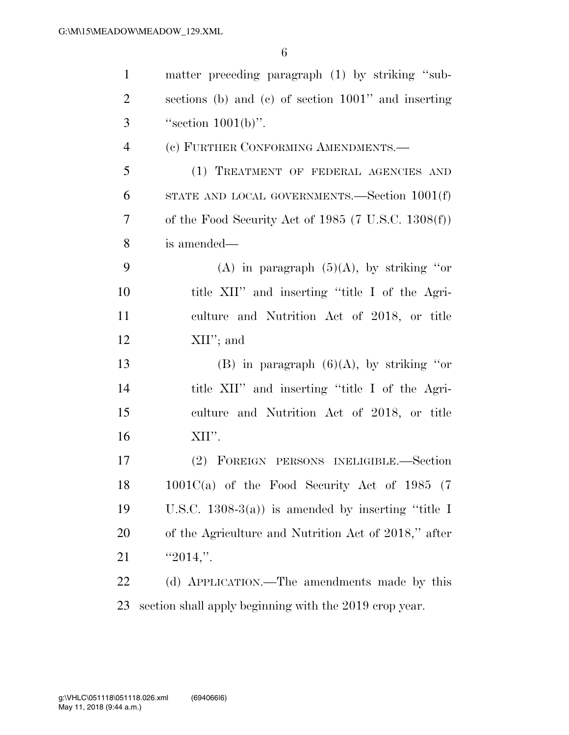matter preceding paragraph (1) by striking "subsections (b) and (c) of section 1001" and inserting "section 1001(b)".

(c) FURTHER CONFORMING AMENDMENTS.—

(1) TREATMENT OF FEDERAL AGENCIES AND STATE AND LOCAL GOVERNMENTS.—Section 1001(f) of the Food Security Act of 1985 (7 U.S.C. 1308(f)) is amended—

(A) in paragraph (5)(A), by striking "or title XII" and inserting "title I of the Agriculture and Nutrition Act of 2018, or title XII"; and

(B) in paragraph (6)(A), by striking "or title XII" and inserting "title I of the Agriculture and Nutrition Act of 2018, or title XII".

(2) FOREIGN PERSONS INELIGIBLE.—Section 1001C(a) of the Food Security Act of 1985 (7 U.S.C. 1308-3(a)) is amended by inserting "title I of the Agriculture and Nutrition Act of 2018," after "2014,".

(d) APPLICATION.—The amendments made by this section shall apply beginning with the 2019 crop year.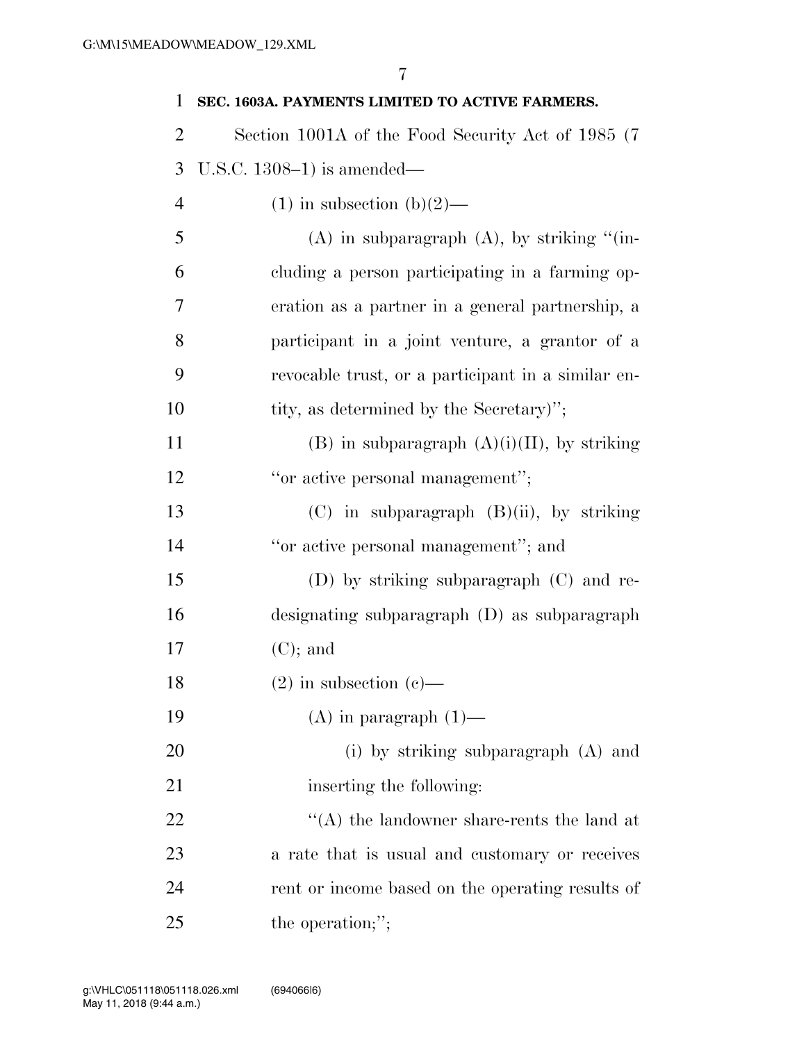**SEC. 1603A. PAYMENTS LIMITED TO ACTIVE FARMERS.**

Section 1001A of the Food Security Act of 1985 (7 U.S.C. 1308–1) is amended—

(1) in subsection (b)(2)—

(A) in subparagraph (A), by striking "(including a person participating in a farming operation as a partner in a general partnership, a participant in a joint venture, a grantor of a revocable trust, or a participant in a similar entity, as determined by the Secretary)";

(B) in subparagraph (A)(i)(II), by striking "or active personal management";

(C) in subparagraph (B)(ii), by striking "or active personal management"; and

(D) by striking subparagraph (C) and redesignating subparagraph (D) as subparagraph (C); and

(2) in subsection (c)—

(A) in paragraph (1)—

(i) by striking subparagraph (A) and inserting the following:

"(A) the landowner share-rents the land at a rate that is usual and customary or receives rent or income based on the operating results of the operation;";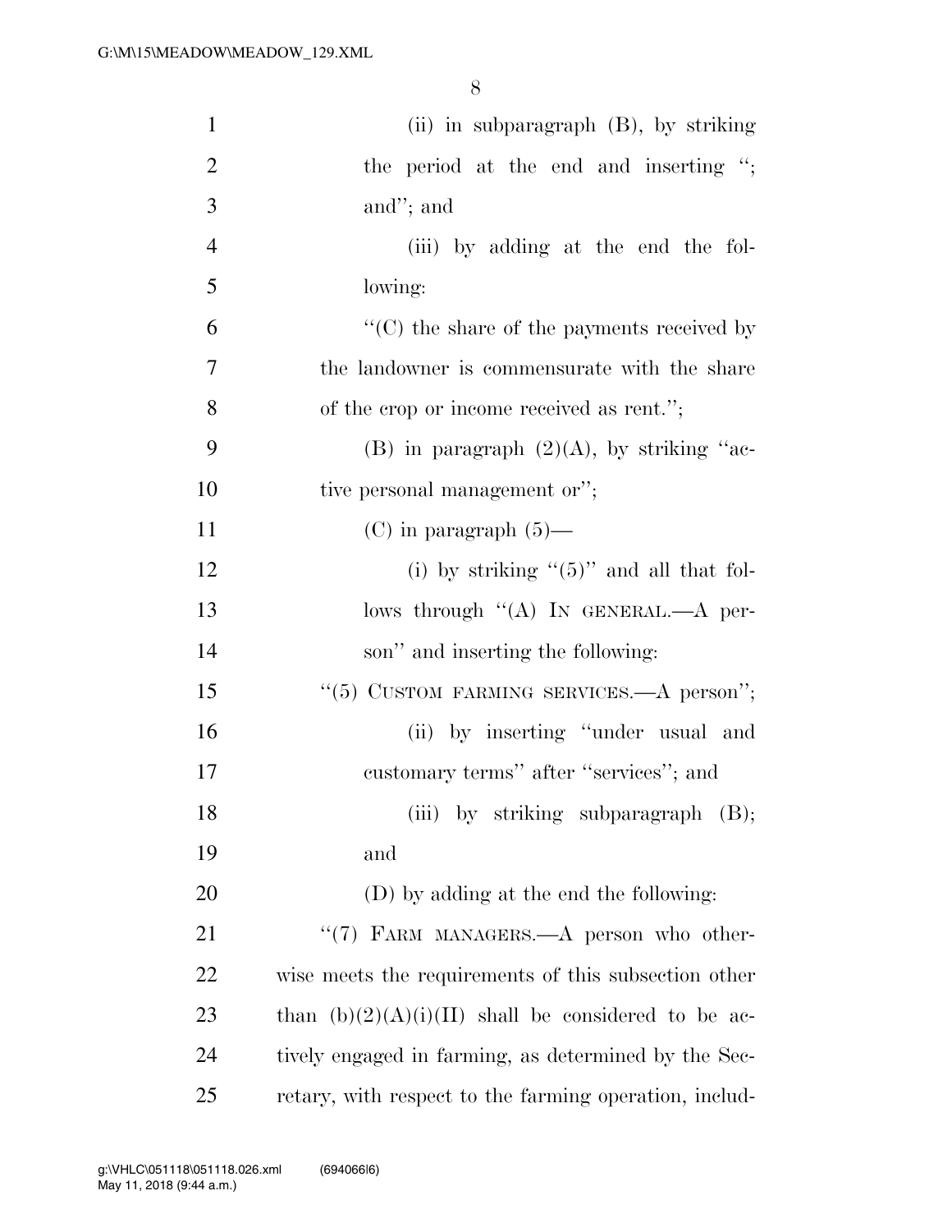(ii) in subparagraph (B), by striking the period at the end and inserting "; and"; and

(iii) by adding at the end the following:

"(C) the share of the payments received by the landowner is commensurate with the share of the crop or income received as rent.";

(B) in paragraph (2)(A), by striking "active personal management or";

(C) in paragraph (5)—

(i) by striking "(5)" and all that follows through "(A) IN GENERAL.—A person" and inserting the following:

"(5) CUSTOM FARMING SERVICES.—A person";

(ii) by inserting "under usual and customary terms" after "services"; and

(iii) by striking subparagraph (B); and

(D) by adding at the end the following:

"(7) FARM MANAGERS.—A person who otherwise meets the requirements of this subsection other than (b)(2)(A)(i)(II) shall be considered to be actively engaged in farming, as determined by the Secretary, with respect to the farming operation, includ-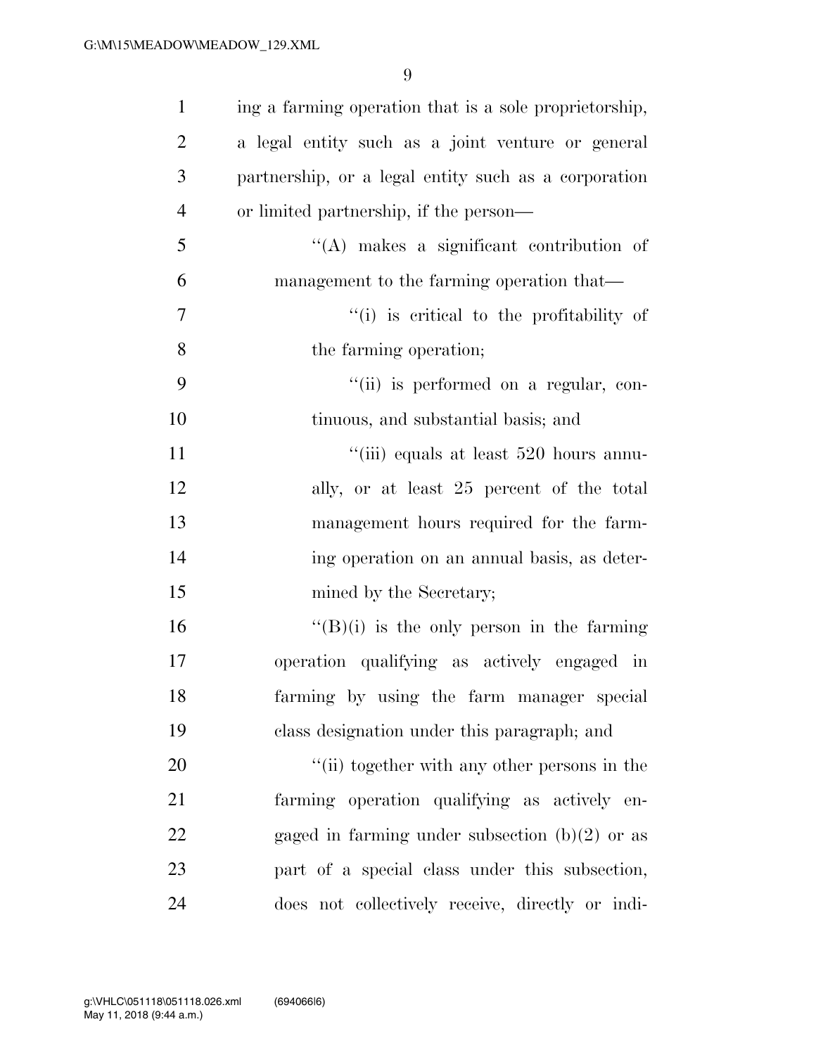ing a farming operation that is a sole proprietorship, a legal entity such as a joint venture or general partnership, or a legal entity such as a corporation or limited partnership, if the person—

"(A) makes a significant contribution of management to the farming operation that—

"(i) is critical to the profitability of the farming operation;

"(ii) is performed on a regular, continuous, and substantial basis; and

"(iii) equals at least 520 hours annually, or at least 25 percent of the total management hours required for the farming operation on an annual basis, as determined by the Secretary;

"(B)(i) is the only person in the farming operation qualifying as actively engaged in farming by using the farm manager special class designation under this paragraph; and

"(ii) together with any other persons in the farming operation qualifying as actively engaged in farming under subsection (b)(2) or as part of a special class under this subsection, does not collectively receive, directly or indi-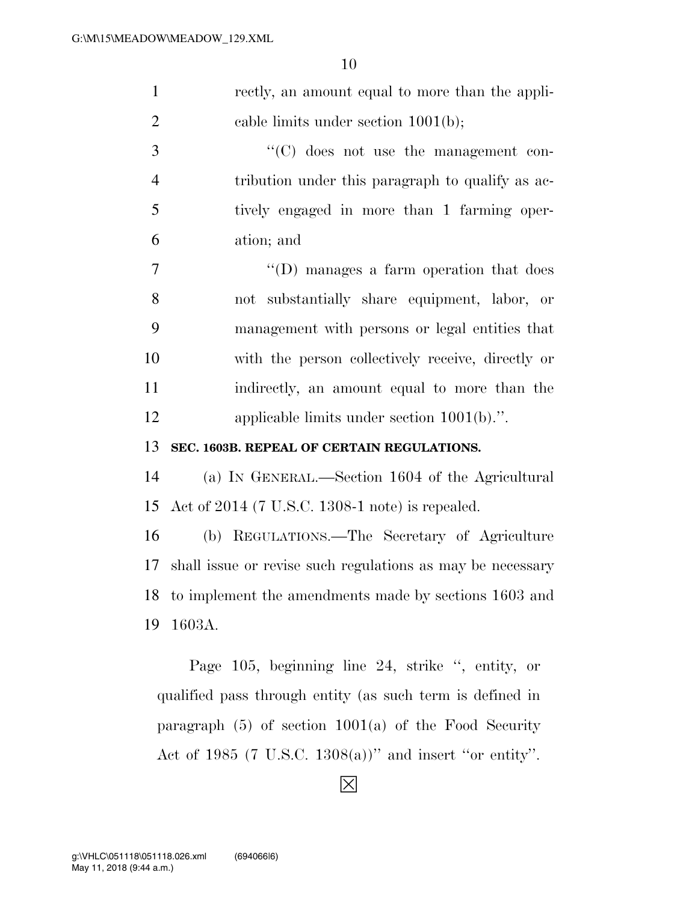rectly, an amount equal to more than the applicable limits under section 1001(b);

"(C) does not use the management contribution under this paragraph to qualify as actively engaged in more than 1 farming operation; and

"(D) manages a farm operation that does not substantially share equipment, labor, or management with persons or legal entities that with the person collectively receive, directly or indirectly, an amount equal to more than the applicable limits under section 1001(b).".

**SEC. 1603B. REPEAL OF CERTAIN REGULATIONS.**

(a) IN GENERAL.—Section 1604 of the Agricultural Act of 2014 (7 U.S.C. 1308-1 note) is repealed.

(b) REGULATIONS.—The Secretary of Agriculture shall issue or revise such regulations as may be necessary to implement the amendments made by sections 1603 and 1603A.

Page 105, beginning line 24, strike ", entity, or qualified pass through entity (as such term is defined in paragraph (5) of section 1001(a) of the Food Security Act of 1985 (7 U.S.C. 1308(a))" and insert "or entity".

☒